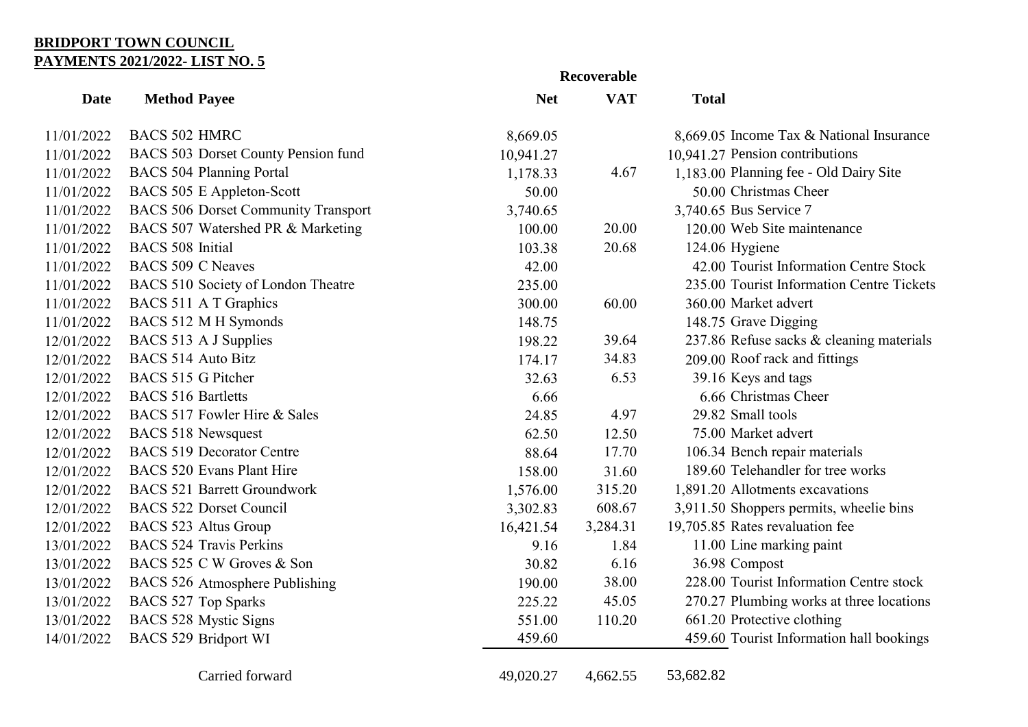**BRIDPORT TOWN COUNCIL**
**PAYMENTS 2021/2022- LIST NO. 5**

| Date | Method | Payee | Net | Recoverable VAT | Total | |
|---|---|---|---|---|---|---|
| 11/01/2022 | BACS 502 | HMRC | 8,669.05 | | 8,669.05 | Income Tax & National Insurance |
| 11/01/2022 | BACS 503 | Dorset County Pension fund | 10,941.27 | | 10,941.27 | Pension contributions |
| 11/01/2022 | BACS 504 | Planning Portal | 1,178.33 | 4.67 | 1,183.00 | Planning fee - Old Dairy Site |
| 11/01/2022 | BACS 505 | E Appleton-Scott | 50.00 | | 50.00 | Christmas Cheer |
| 11/01/2022 | BACS 506 | Dorset Community Transport | 3,740.65 | | 3,740.65 | Bus Service 7 |
| 11/01/2022 | BACS 507 | Watershed PR & Marketing | 100.00 | 20.00 | 120.00 | Web Site maintenance |
| 11/01/2022 | BACS 508 | Initial | 103.38 | 20.68 | 124.06 | Hygiene |
| 11/01/2022 | BACS 509 | C Neaves | 42.00 | | 42.00 | Tourist Information Centre Stock |
| 11/01/2022 | BACS 510 | Society of London Theatre | 235.00 | | 235.00 | Tourist Information Centre Tickets |
| 11/01/2022 | BACS 511 | A T Graphics | 300.00 | 60.00 | 360.00 | Market advert |
| 11/01/2022 | BACS 512 | M H Symonds | 148.75 | | 148.75 | Grave Digging |
| 12/01/2022 | BACS 513 | A J Supplies | 198.22 | 39.64 | 237.86 | Refuse sacks & cleaning materials |
| 12/01/2022 | BACS 514 | Auto Bitz | 174.17 | 34.83 | 209.00 | Roof rack and fittings |
| 12/01/2022 | BACS 515 | G Pitcher | 32.63 | 6.53 | 39.16 | Keys and tags |
| 12/01/2022 | BACS 516 | Bartletts | 6.66 | | 6.66 | Christmas Cheer |
| 12/01/2022 | BACS 517 | Fowler Hire & Sales | 24.85 | 4.97 | 29.82 | Small tools |
| 12/01/2022 | BACS 518 | Newsquest | 62.50 | 12.50 | 75.00 | Market advert |
| 12/01/2022 | BACS 519 | Decorator Centre | 88.64 | 17.70 | 106.34 | Bench repair materials |
| 12/01/2022 | BACS 520 | Evans Plant Hire | 158.00 | 31.60 | 189.60 | Telehandler for tree works |
| 12/01/2022 | BACS 521 | Barrett Groundwork | 1,576.00 | 315.20 | 1,891.20 | Allotments excavations |
| 12/01/2022 | BACS 522 | Dorset Council | 3,302.83 | 608.67 | 3,911.50 | Shoppers permits, wheelie bins |
| 12/01/2022 | BACS 523 | Altus Group | 16,421.54 | 3,284.31 | 19,705.85 | Rates revaluation fee |
| 13/01/2022 | BACS 524 | Travis Perkins | 9.16 | 1.84 | 11.00 | Line marking paint |
| 13/01/2022 | BACS 525 | C W Groves & Son | 30.82 | 6.16 | 36.98 | Compost |
| 13/01/2022 | BACS 526 | Atmosphere Publishing | 190.00 | 38.00 | 228.00 | Tourist Information Centre stock |
| 13/01/2022 | BACS 527 | Top Sparks | 225.22 | 45.05 | 270.27 | Plumbing works at three locations |
| 13/01/2022 | BACS 528 | Mystic Signs | 551.00 | 110.20 | 661.20 | Protective clothing |
| 14/01/2022 | BACS 529 | Bridport WI | 459.60 | | 459.60 | Tourist Information hall bookings |
| | | Carried forward | 49,020.27 | 4,662.55 | 53,682.82 | |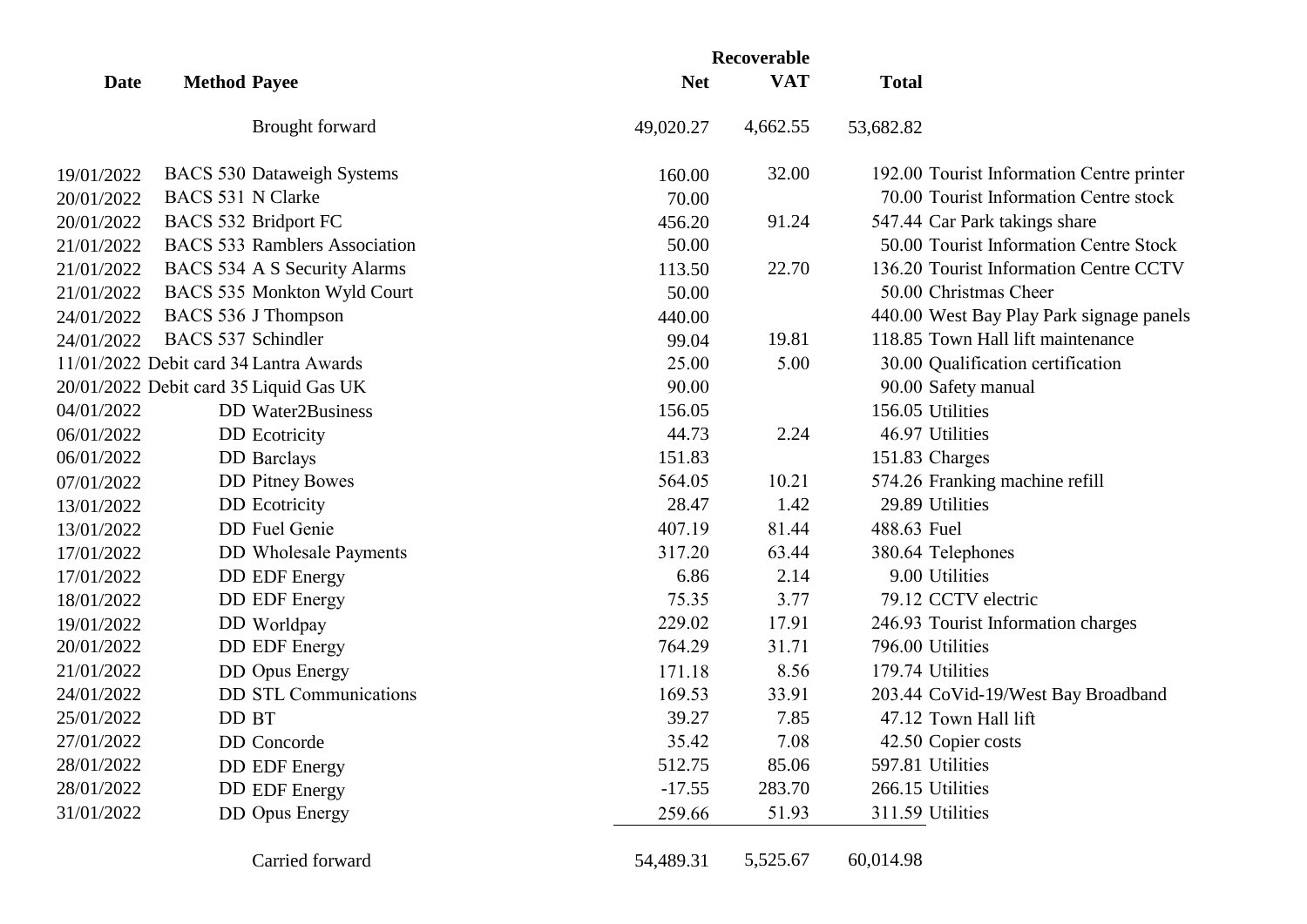| Date | Method | Payee | Net | Recoverable VAT | Total | |
|---|---|---|---|---|---|---|
| | | Brought forward | 49,020.27 | 4,662.55 | 53,682.82 | |
| 19/01/2022 | BACS 530 | Dataweigh Systems | 160.00 | 32.00 | 192.00 | Tourist Information Centre printer |
| 20/01/2022 | BACS 531 | N Clarke | 70.00 | | 70.00 | Tourist Information Centre stock |
| 20/01/2022 | BACS 532 | Bridport FC | 456.20 | 91.24 | 547.44 | Car Park takings share |
| 21/01/2022 | BACS 533 | Ramblers Association | 50.00 | | 50.00 | Tourist Information Centre Stock |
| 21/01/2022 | BACS 534 | A S Security Alarms | 113.50 | 22.70 | 136.20 | Tourist Information Centre CCTV |
| 21/01/2022 | BACS 535 | Monkton Wyld Court | 50.00 | | 50.00 | Christmas Cheer |
| 24/01/2022 | BACS 536 | J Thompson | 440.00 | | 440.00 | West Bay Play Park signage panels |
| 24/01/2022 | BACS 537 | Schindler | 99.04 | 19.81 | 118.85 | Town Hall lift maintenance |
| 11/01/2022 | Debit card 34 | Lantra Awards | 25.00 | 5.00 | 30.00 | Qualification certification |
| 20/01/2022 | Debit card 35 | Liquid Gas UK | 90.00 | | 90.00 | Safety manual |
| 04/01/2022 | DD | Water2Business | 156.05 | | 156.05 | Utilities |
| 06/01/2022 | DD | Ecotricity | 44.73 | 2.24 | 46.97 | Utilities |
| 06/01/2022 | DD | Barclays | 151.83 | | 151.83 | Charges |
| 07/01/2022 | DD | Pitney Bowes | 564.05 | 10.21 | 574.26 | Franking machine refill |
| 13/01/2022 | DD | Ecotricity | 28.47 | 1.42 | 29.89 | Utilities |
| 13/01/2022 | DD | Fuel Genie | 407.19 | 81.44 | 488.63 | Fuel |
| 17/01/2022 | DD | Wholesale Payments | 317.20 | 63.44 | 380.64 | Telephones |
| 17/01/2022 | DD | EDF Energy | 6.86 | 2.14 | 9.00 | Utilities |
| 18/01/2022 | DD | EDF Energy | 75.35 | 3.77 | 79.12 | CCTV electric |
| 19/01/2022 | DD | Worldpay | 229.02 | 17.91 | 246.93 | Tourist Information charges |
| 20/01/2022 | DD | EDF Energy | 764.29 | 31.71 | 796.00 | Utilities |
| 21/01/2022 | DD | Opus Energy | 171.18 | 8.56 | 179.74 | Utilities |
| 24/01/2022 | DD | STL Communications | 169.53 | 33.91 | 203.44 | CoVid-19/West Bay Broadband |
| 25/01/2022 | DD | BT | 39.27 | 7.85 | 47.12 | Town Hall lift |
| 27/01/2022 | DD | Concorde | 35.42 | 7.08 | 42.50 | Copier costs |
| 28/01/2022 | DD | EDF Energy | 512.75 | 85.06 | 597.81 | Utilities |
| 28/01/2022 | DD | EDF Energy | -17.55 | 283.70 | 266.15 | Utilities |
| 31/01/2022 | DD | Opus Energy | 259.66 | 51.93 | 311.59 | Utilities |
| | | Carried forward | 54,489.31 | 5,525.67 | 60,014.98 | |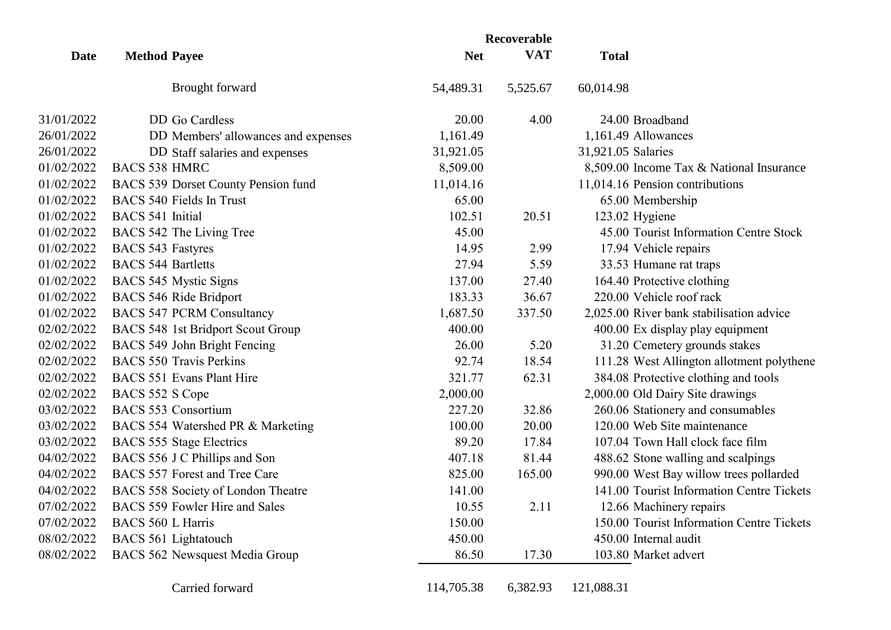| Date | Method | Payee | Net | Recoverable VAT | Total | |
|---|---|---|---|---|---|---|
| | | Brought forward | 54,489.31 | 5,525.67 | 60,014.98 | |
| 31/01/2022 | DD | Go Cardless | 20.00 | 4.00 | 24.00 | Broadband |
| 26/01/2022 | DD | Members' allowances and expenses | 1,161.49 | | 1,161.49 | Allowances |
| 26/01/2022 | DD | Staff salaries and expenses | 31,921.05 | | 31,921.05 | Salaries |
| 01/02/2022 | BACS 538 | HMRC | 8,509.00 | | 8,509.00 | Income Tax & National Insurance |
| 01/02/2022 | BACS 539 | Dorset County Pension fund | 11,014.16 | | 11,014.16 | Pension contributions |
| 01/02/2022 | BACS 540 | Fields In Trust | 65.00 | | 65.00 | Membership |
| 01/02/2022 | BACS 541 | Initial | 102.51 | 20.51 | 123.02 | Hygiene |
| 01/02/2022 | BACS 542 | The Living Tree | 45.00 | | 45.00 | Tourist Information Centre Stock |
| 01/02/2022 | BACS 543 | Fastyres | 14.95 | 2.99 | 17.94 | Vehicle repairs |
| 01/02/2022 | BACS 544 | Bartletts | 27.94 | 5.59 | 33.53 | Humane rat traps |
| 01/02/2022 | BACS 545 | Mystic Signs | 137.00 | 27.40 | 164.40 | Protective clothing |
| 01/02/2022 | BACS 546 | Ride Bridport | 183.33 | 36.67 | 220.00 | Vehicle roof rack |
| 01/02/2022 | BACS 547 | PCRM Consultancy | 1,687.50 | 337.50 | 2,025.00 | River bank stabilisation advice |
| 02/02/2022 | BACS 548 | 1st Bridport Scout Group | 400.00 | | 400.00 | Ex display play equipment |
| 02/02/2022 | BACS 549 | John Bright Fencing | 26.00 | 5.20 | 31.20 | Cemetery grounds stakes |
| 02/02/2022 | BACS 550 | Travis Perkins | 92.74 | 18.54 | 111.28 | West Allington allotment polythene |
| 02/02/2022 | BACS 551 | Evans Plant Hire | 321.77 | 62.31 | 384.08 | Protective clothing and tools |
| 02/02/2022 | BACS 552 | S Cope | 2,000.00 | | 2,000.00 | Old Dairy Site drawings |
| 03/02/2022 | BACS 553 | Consortium | 227.20 | 32.86 | 260.06 | Stationery and consumables |
| 03/02/2022 | BACS 554 | Watershed PR & Marketing | 100.00 | 20.00 | 120.00 | Web Site maintenance |
| 03/02/2022 | BACS 555 | Stage Electrics | 89.20 | 17.84 | 107.04 | Town Hall clock face film |
| 04/02/2022 | BACS 556 | J C Phillips and Son | 407.18 | 81.44 | 488.62 | Stone walling and scalpings |
| 04/02/2022 | BACS 557 | Forest and Tree Care | 825.00 | 165.00 | 990.00 | West Bay willow trees pollarded |
| 04/02/2022 | BACS 558 | Society of London Theatre | 141.00 | | 141.00 | Tourist Information Centre Tickets |
| 07/02/2022 | BACS 559 | Fowler Hire and Sales | 10.55 | 2.11 | 12.66 | Machinery repairs |
| 07/02/2022 | BACS 560 | L Harris | 150.00 | | 150.00 | Tourist Information Centre Tickets |
| 08/02/2022 | BACS 561 | Lightatouch | 450.00 | | 450.00 | Internal audit |
| 08/02/2022 | BACS 562 | Newsquest Media Group | 86.50 | 17.30 | 103.80 | Market advert |
| | | Carried forward | 114,705.38 | 6,382.93 | 121,088.31 | |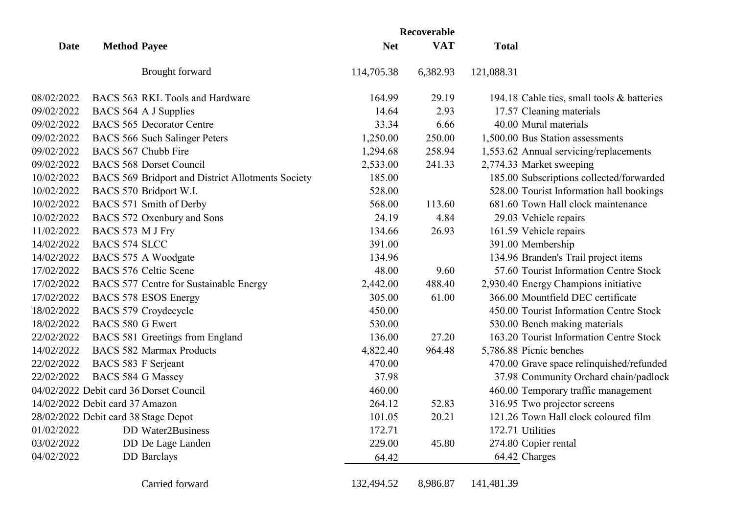| Date | Method | Payee | Net | Recoverable VAT | Total | |
|---|---|---|---|---|---|---|
| | | Brought forward | 114,705.38 | 6,382.93 | 121,088.31 | |
| 08/02/2022 | BACS 563 | RKL Tools and Hardware | 164.99 | 29.19 | 194.18 | Cable ties, small tools & batteries |
| 09/02/2022 | BACS 564 | A J Supplies | 14.64 | 2.93 | 17.57 | Cleaning materials |
| 09/02/2022 | BACS 565 | Decorator Centre | 33.34 | 6.66 | 40.00 | Mural materials |
| 09/02/2022 | BACS 566 | Such Salinger Peters | 1,250.00 | 250.00 | 1,500.00 | Bus Station assessments |
| 09/02/2022 | BACS 567 | Chubb Fire | 1,294.68 | 258.94 | 1,553.62 | Annual servicing/replacements |
| 09/02/2022 | BACS 568 | Dorset Council | 2,533.00 | 241.33 | 2,774.33 | Market sweeping |
| 10/02/2022 | BACS 569 | Bridport and District Allotments Society | 185.00 | | 185.00 | Subscriptions collected/forwarded |
| 10/02/2022 | BACS 570 | Bridport W.I. | 528.00 | | 528.00 | Tourist Information hall bookings |
| 10/02/2022 | BACS 571 | Smith of Derby | 568.00 | 113.60 | 681.60 | Town Hall clock maintenance |
| 10/02/2022 | BACS 572 | Oxenbury and Sons | 24.19 | 4.84 | 29.03 | Vehicle repairs |
| 11/02/2022 | BACS 573 | M J Fry | 134.66 | 26.93 | 161.59 | Vehicle repairs |
| 14/02/2022 | BACS 574 | SLCC | 391.00 | | 391.00 | Membership |
| 14/02/2022 | BACS 575 | A Woodgate | 134.96 | | 134.96 | Branden's Trail project items |
| 17/02/2022 | BACS 576 | Celtic Scene | 48.00 | 9.60 | 57.60 | Tourist Information Centre Stock |
| 17/02/2022 | BACS 577 | Centre for Sustainable Energy | 2,442.00 | 488.40 | 2,930.40 | Energy Champions initiative |
| 17/02/2022 | BACS 578 | ESOS Energy | 305.00 | 61.00 | 366.00 | Mountfield DEC certificate |
| 18/02/2022 | BACS 579 | Croydecycle | 450.00 | | 450.00 | Tourist Information Centre Stock |
| 18/02/2022 | BACS 580 | G Ewert | 530.00 | | 530.00 | Bench making materials |
| 22/02/2022 | BACS 581 | Greetings from England | 136.00 | 27.20 | 163.20 | Tourist Information Centre Stock |
| 14/02/2022 | BACS 582 | Marmax Products | 4,822.40 | 964.48 | 5,786.88 | Picnic benches |
| 22/02/2022 | BACS 583 | F Serjeant | 470.00 | | 470.00 | Grave space relinquished/refunded |
| 22/02/2022 | BACS 584 | G Massey | 37.98 | | 37.98 | Community Orchard chain/padlock |
| 04/02/2022 | Debit card 36 | Dorset Council | 460.00 | | 460.00 | Temporary traffic management |
| 14/02/2022 | Debit card 37 | Amazon | 264.12 | 52.83 | 316.95 | Two projector screens |
| 28/02/2022 | Debit card 38 | Stage Depot | 101.05 | 20.21 | 121.26 | Town Hall clock coloured film |
| 01/02/2022 | DD | Water2Business | 172.71 | | 172.71 | Utilities |
| 03/02/2022 | DD | De Lage Landen | 229.00 | 45.80 | 274.80 | Copier rental |
| 04/02/2022 | DD | Barclays | 64.42 | | 64.42 | Charges |
| | | Carried forward | 132,494.52 | 8,986.87 | 141,481.39 | |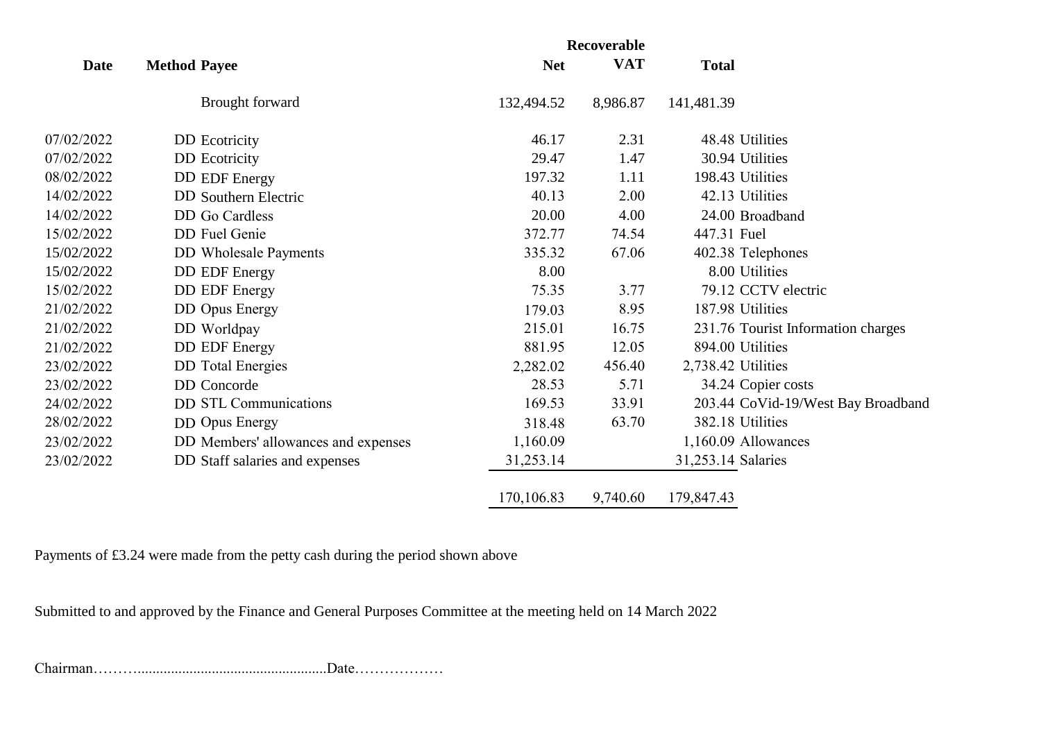| Date | Method | Payee | Net | Recoverable VAT | Total | |
|---|---|---|---|---|---|---|
| | | Brought forward | 132,494.52 | 8,986.87 | 141,481.39 | |
| 07/02/2022 | DD | Ecotricity | 46.17 | 2.31 | 48.48 | Utilities |
| 07/02/2022 | DD | Ecotricity | 29.47 | 1.47 | 30.94 | Utilities |
| 08/02/2022 | DD | EDF Energy | 197.32 | 1.11 | 198.43 | Utilities |
| 14/02/2022 | DD | Southern Electric | 40.13 | 2.00 | 42.13 | Utilities |
| 14/02/2022 | DD | Go Cardless | 20.00 | 4.00 | 24.00 | Broadband |
| 15/02/2022 | DD | Fuel Genie | 372.77 | 74.54 | 447.31 | Fuel |
| 15/02/2022 | DD | Wholesale Payments | 335.32 | 67.06 | 402.38 | Telephones |
| 15/02/2022 | DD | EDF Energy | 8.00 | | 8.00 | Utilities |
| 15/02/2022 | DD | EDF Energy | 75.35 | 3.77 | 79.12 | CCTV electric |
| 21/02/2022 | DD | Opus Energy | 179.03 | 8.95 | 187.98 | Utilities |
| 21/02/2022 | DD | Worldpay | 215.01 | 16.75 | 231.76 | Tourist Information charges |
| 21/02/2022 | DD | EDF Energy | 881.95 | 12.05 | 894.00 | Utilities |
| 23/02/2022 | DD | Total Energies | 2,282.02 | 456.40 | 2,738.42 | Utilities |
| 23/02/2022 | DD | Concorde | 28.53 | 5.71 | 34.24 | Copier costs |
| 24/02/2022 | DD | STL Communications | 169.53 | 33.91 | 203.44 | CoVid-19/West Bay Broadband |
| 28/02/2022 | DD | Opus Energy | 318.48 | 63.70 | 382.18 | Utilities |
| 23/02/2022 | DD | Members' allowances and expenses | 1,160.09 | | 1,160.09 | Allowances |
| 23/02/2022 | DD | Staff salaries and expenses | 31,253.14 | | 31,253.14 | Salaries |
| | | | 170,106.83 | 9,740.60 | 179,847.43 | |

Payments of £3.24 were made from the petty cash during the period shown above

Submitted to and approved by the Finance and General Purposes Committee at the meeting held on 14 March 2022

Chairman………..................................................Date………………